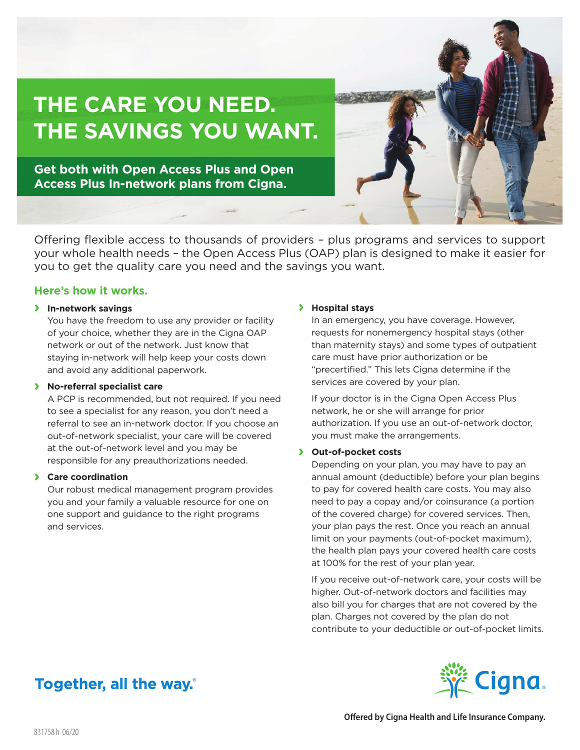# THE CARE YOU NEED. THE SAVINGS YOU WANT.

**Get both with Open Access Plus and Open Access Plus In-network plans from Cigna.**

Offering flexible access to thousands of providers – plus programs and services to support your whole health needs – the Open Access Plus (OAP) plan is designed to make it easier for you to get the quality care you need and the savings you want.

## Here's how it works.

### In-network savings

You have the freedom to use any provider or facility of your choice, whether they are in the Cigna OAP network or out of the network. Just know that staying in-network will help keep your costs down and avoid any additional paperwork.

### No-referral specialist care

A PCP is recommended, but not required. If you need to see a specialist for any reason, you don't need a referral to see an in-network doctor. If you choose an out-of-network specialist, your care will be covered at the out-of-network level and you may be responsible for any preauthorizations needed.

### Care coordination

Our robust medical management program provides you and your family a valuable resource for one on one support and guidance to the right programs and services.

### Hospital stays

In an emergency, you have coverage. However, requests for nonemergency hospital stays (other than maternity stays) and some types of outpatient care must have prior authorization or be "precertified." This lets Cigna determine if the services are covered by your plan.

If your doctor is in the Cigna Open Access Plus network, he or she will arrange for prior authorization. If you use an out-of-network doctor, you must make the arrangements.

### Out-of-pocket costs

Depending on your plan, you may have to pay an annual amount (deductible) before your plan begins to pay for covered health care costs. You may also need to pay a copay and/or coinsurance (a portion of the covered charge) for covered services. Then, your plan pays the rest. Once you reach an annual limit on your payments (out-of-pocket maximum), the health plan pays your covered health care costs at 100% for the rest of your plan year.

If you receive out-of-network care, your costs will be higher. Out-of-network doctors and facilities may also bill you for charges that are not covered by the plan. Charges not covered by the plan do not contribute to your deductible or out-of-pocket limits.

**Together, all the way.®**

Cigna.

**Offered by Cigna Health and Life Insurance Company.**

831758 h 06/20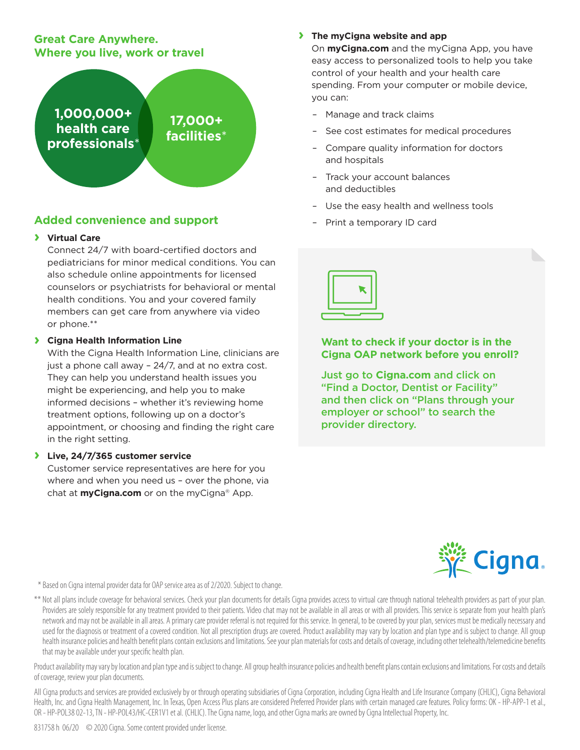## Great Care Anywhere. Where you live, work or travel

**1,000,000+ health care professionals***

**17,000+ facilities***

## Added convenience and support

- **Virtual Care**
  Connect 24/7 with board-certified doctors and pediatricians for minor medical conditions. You can also schedule online appointments for licensed counselors or psychiatrists for behavioral or mental health conditions. You and your covered family members can get care from anywhere via video or phone.**

- **Cigna Health Information Line**
  With the Cigna Health Information Line, clinicians are just a phone call away – 24/7, and at no extra cost. They can help you understand health issues you might be experiencing, and help you to make informed decisions – whether it's reviewing home treatment options, following up on a doctor's appointment, or choosing and finding the right care in the right setting.

- **Live, 24/7/365 customer service**
  Customer service representatives are here for you where and when you need us – over the phone, via chat at **myCigna.com** or on the myCigna® App.

- **The myCigna website and app**
  On **myCigna.com** and the myCigna App, you have easy access to personalized tools to help you take control of your health and your health care spending. From your computer or mobile device, you can:
  - Manage and track claims
  - See cost estimates for medical procedures
  - Compare quality information for doctors and hospitals
  - Track your account balances and deductibles
  - Use the easy health and wellness tools
  - Print a temporary ID card

**Want to check if your doctor is in the Cigna OAP network before you enroll?**

**Just go to Cigna.com and click on "Find a Doctor, Dentist or Facility" and then click on "Plans through your employer or school" to search the provider directory.**

Cigna.

\* Based on Cigna internal provider data for OAP service area as of 2/2020. Subject to change.

** Not all plans include coverage for behavioral services. Check your plan documents for details Cigna provides access to virtual care through national telehealth providers as part of your plan. Providers are solely responsible for any treatment provided to their patients. Video chat may not be available in all areas or with all providers. This service is separate from your health plan's network and may not be available in all areas. A primary care provider referral is not required for this service. In general, to be covered by your plan, services must be medically necessary and used for the diagnosis or treatment of a covered condition. Not all prescription drugs are covered. Product availability may vary by location and plan type and is subject to change. All group health insurance policies and health benefit plans contain exclusions and limitations. See your plan materials for costs and details of coverage, including other telehealth/telemedicine benefits that may be available under your specific health plan.

Product availability may vary by location and plan type and is subject to change. All group health insurance policies and health benefit plans contain exclusions and limitations. For costs and details of coverage, review your plan documents.

All Cigna products and services are provided exclusively by or through operating subsidiaries of Cigna Corporation, including Cigna Health and Life Insurance Company (CHLIC), Cigna Behavioral Health, Inc. and Cigna Health Management, Inc. In Texas, Open Access Plus plans are considered Preferred Provider plans with certain managed care features. Policy forms: OK - HP-APP-1 et al., OR - HP-POL38 02-13, TN - HP-POL43/HC-CER1V1 et al. (CHLIC). The Cigna name, logo, and other Cigna marks are owned by Cigna Intellectual Property, Inc.

831758 h 06/20 © 2020 Cigna. Some content provided under license.